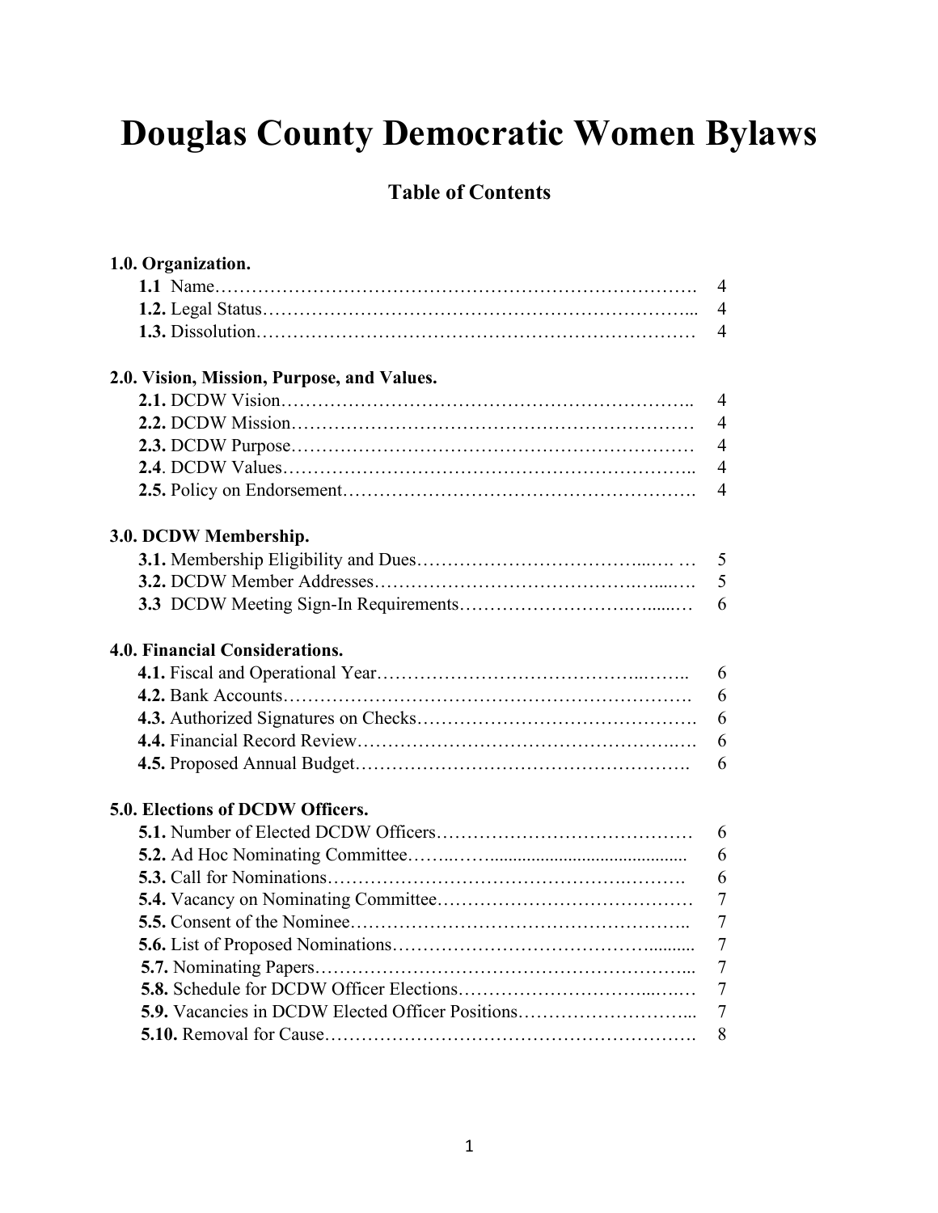# Douglas County Democratic Women Bylaws

## Table of Contents

**1.0. Organization.**

| | |
|---|---|
| **1.1** Name | 4 |
| **1.2.** Legal Status | 4 |
| **1.3.** Dissolution | 4 |

**2.0. Vision, Mission, Purpose, and Values.**

| | |
|---|---|
| **2.1.** DCDW Vision | 4 |
| **2.2.** DCDW Mission | 4 |
| **2.3.** DCDW Purpose | 4 |
| **2.4**. DCDW Values | 4 |
| **2.5.** Policy on Endorsement | 4 |

**3.0. DCDW Membership.**

| | |
|---|---|
| **3.1.** Membership Eligibility and Dues | 5 |
| **3.2.** DCDW Member Addresses | 5 |
| **3.3** DCDW Meeting Sign-In Requirements | 6 |

**4.0. Financial Considerations.**

| | |
|---|---|
| **4.1.** Fiscal and Operational Year | 6 |
| **4.2.** Bank Accounts | 6 |
| **4.3.** Authorized Signatures on Checks | 6 |
| **4.4.** Financial Record Review | 6 |
| **4.5.** Proposed Annual Budget | 6 |

**5.0. Elections of DCDW Officers.**

| | |
|---|---|
| **5.1.** Number of Elected DCDW Officers | 6 |
| **5.2.** Ad Hoc Nominating Committee | 6 |
| **5.3.** Call for Nominations | 6 |
| **5.4.** Vacancy on Nominating Committee | 7 |
| **5.5.** Consent of the Nominee | 7 |
| **5.6.** List of Proposed Nominations | 7 |
| **5.7.** Nominating Papers | 7 |
| **5.8.** Schedule for DCDW Officer Elections | 7 |
| **5.9.** Vacancies in DCDW Elected Officer Positions | 7 |
| **5.10.** Removal for Cause | 8 |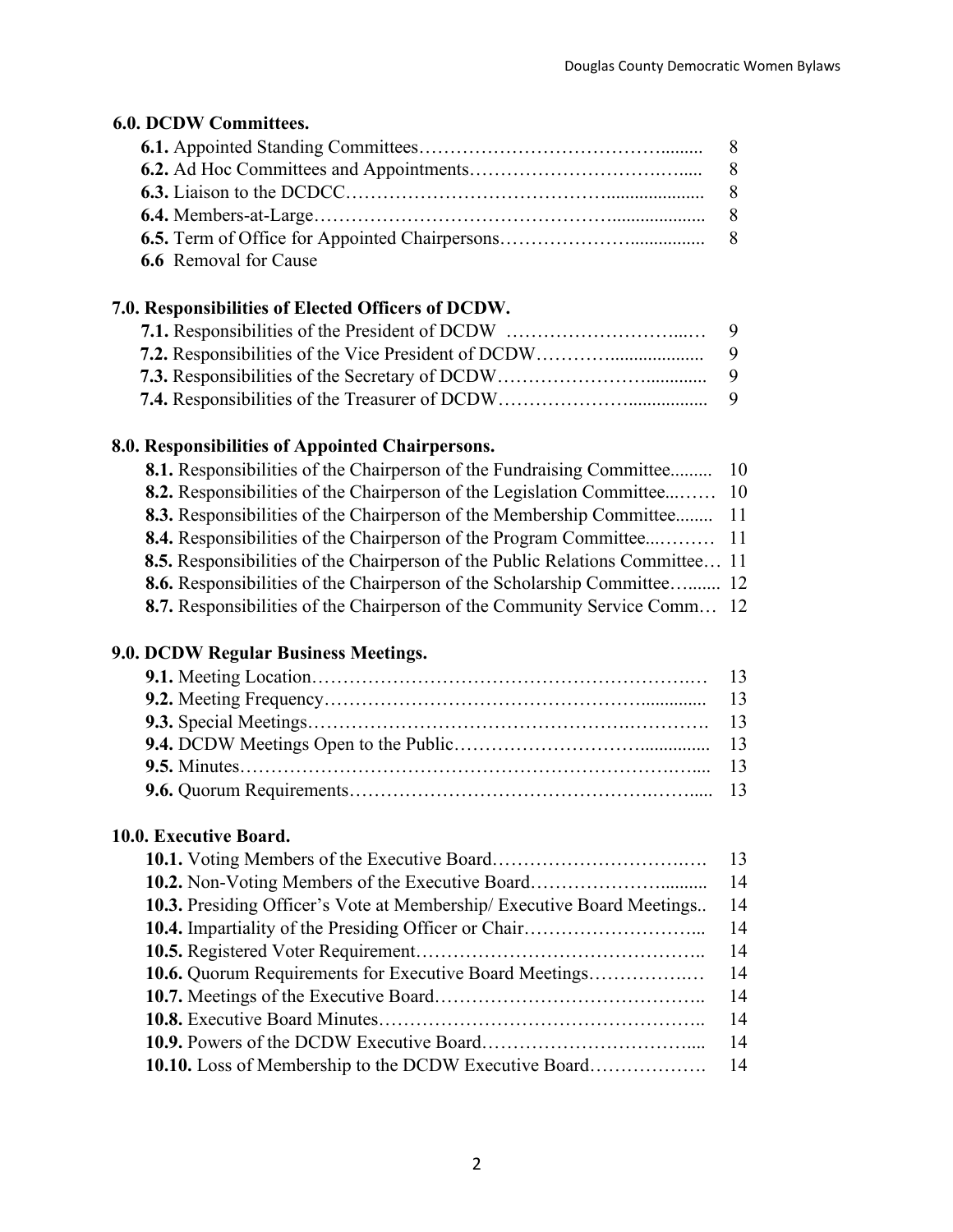**6.0. DCDW Committees.**

**6.1.** Appointed Standing Committees……………………………………......... 8
**6.2.** Ad Hoc Committees and Appointments……………………………….….... 8
**6.3.** Liaison to the DCDCC………………………………….................... 8
**6.4.** Members-at-Large……………………………………….................. 8
**6.5.** Term of Office for Appointed Chairpersons………………….............. 8
**6.6** Removal for Cause

**7.0. Responsibilities of Elected Officers of DCDW.**

**7.1.** Responsibilities of the President of DCDW …………………………...… 9
**7.2.** Responsibilities of the Vice President of DCDW…………................... 9
**7.3.** Responsibilities of the Secretary of DCDW…………………….............. 9
**7.4.** Responsibilities of the Treasurer of DCDW…………………................ 9

**8.0. Responsibilities of Appointed Chairpersons.**

**8.1.** Responsibilities of the Chairperson of the Fundraising Committee......... 10
**8.2.** Responsibilities of the Chairperson of the Legislation Committee...…… 10
**8.3.** Responsibilities of the Chairperson of the Membership Committee........ 11
**8.4.** Responsibilities of the Chairperson of the Program Committee...……… 11
**8.5.** Responsibilities of the Chairperson of the Public Relations Committee… 11
**8.6.** Responsibilities of the Chairperson of the Scholarship Committee…...... 12
**8.7.** Responsibilities of the Chairperson of the Community Service Comm… 12

**9.0. DCDW Regular Business Meetings.**

**9.1.** Meeting Location……………………………………………………….… 13
**9.2.** Meeting Frequency……………………………………………............. 13
**9.3.** Special Meetings……………………………………………….…………. 13
**9.4.** DCDW Meetings Open to the Public………………………............... 13
**9.5.** Minutes…………………………………………………………….….... 13
**9.6.** Quorum Requirements………………………………………….…….... 13

**10.0. Executive Board.**

**10.1.** Voting Members of the Executive Board…………………………….…. 13
**10.2.** Non-Voting Members of the Executive Board…………………........... 14
**10.3.** Presiding Officer's Vote at Membership/ Executive Board Meetings.. 14
**10.4.** Impartiality of the Presiding Officer or Chair……………………….... 14
**10.5.** Registered Voter Requirement……………………………………….. 14
**10.6.** Quorum Requirements for Executive Board Meetings…………….… 14
**10.7.** Meetings of the Executive Board…………………………………….. 14
**10.8.** Executive Board Minutes…………………………………………….. 14
**10.9.** Powers of the DCDW Executive Board………………………….... 14
**10.10.** Loss of Membership to the DCDW Executive Board………………. 14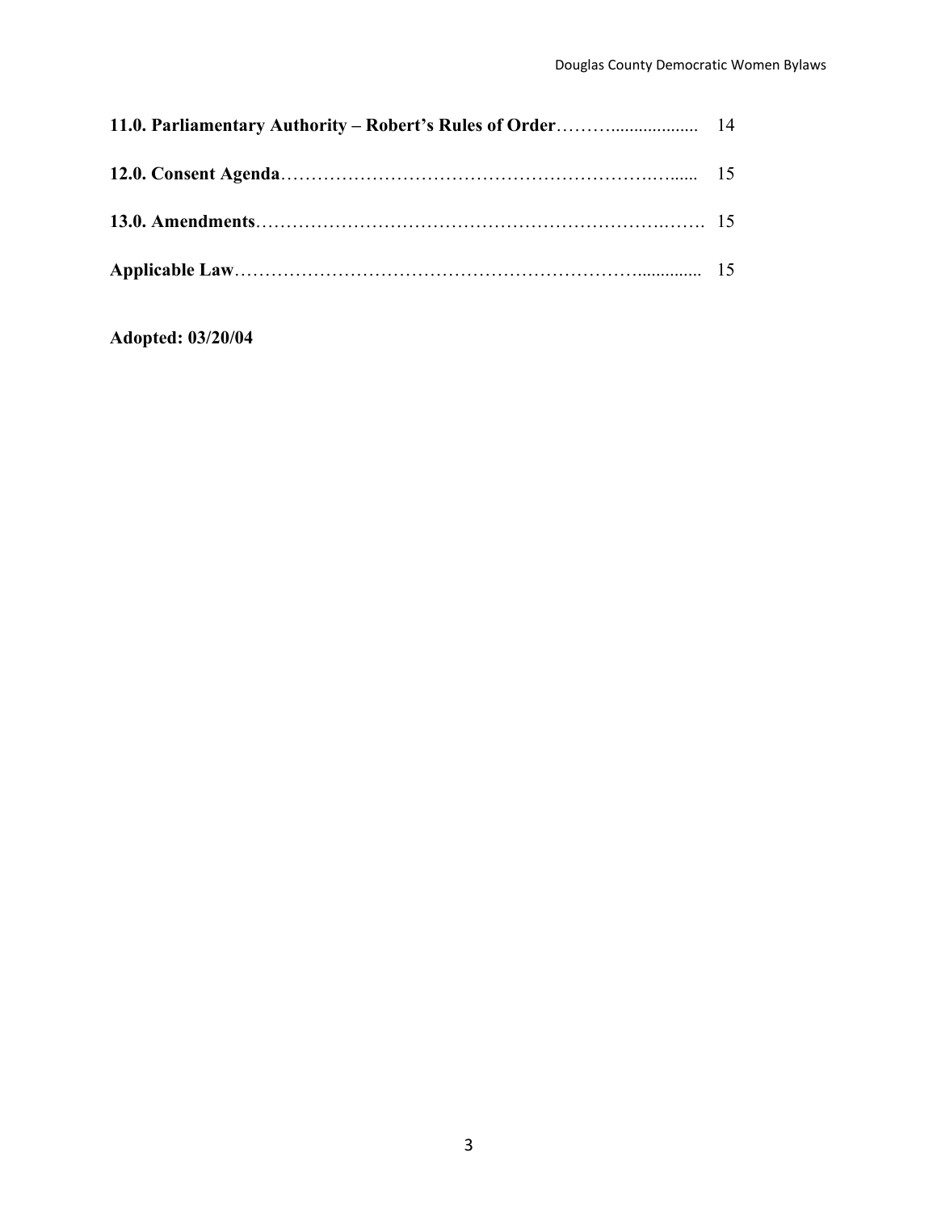**11.0. Parliamentary Authority – Robert's Rules of Order**………................... 14

**12.0. Consent Agenda**……………………………………………………….…...... 15

**13.0. Amendments**…………………………………………………………….……. 15

**Applicable Law**……………………………………………………………............... 15

**Adopted: 03/20/04**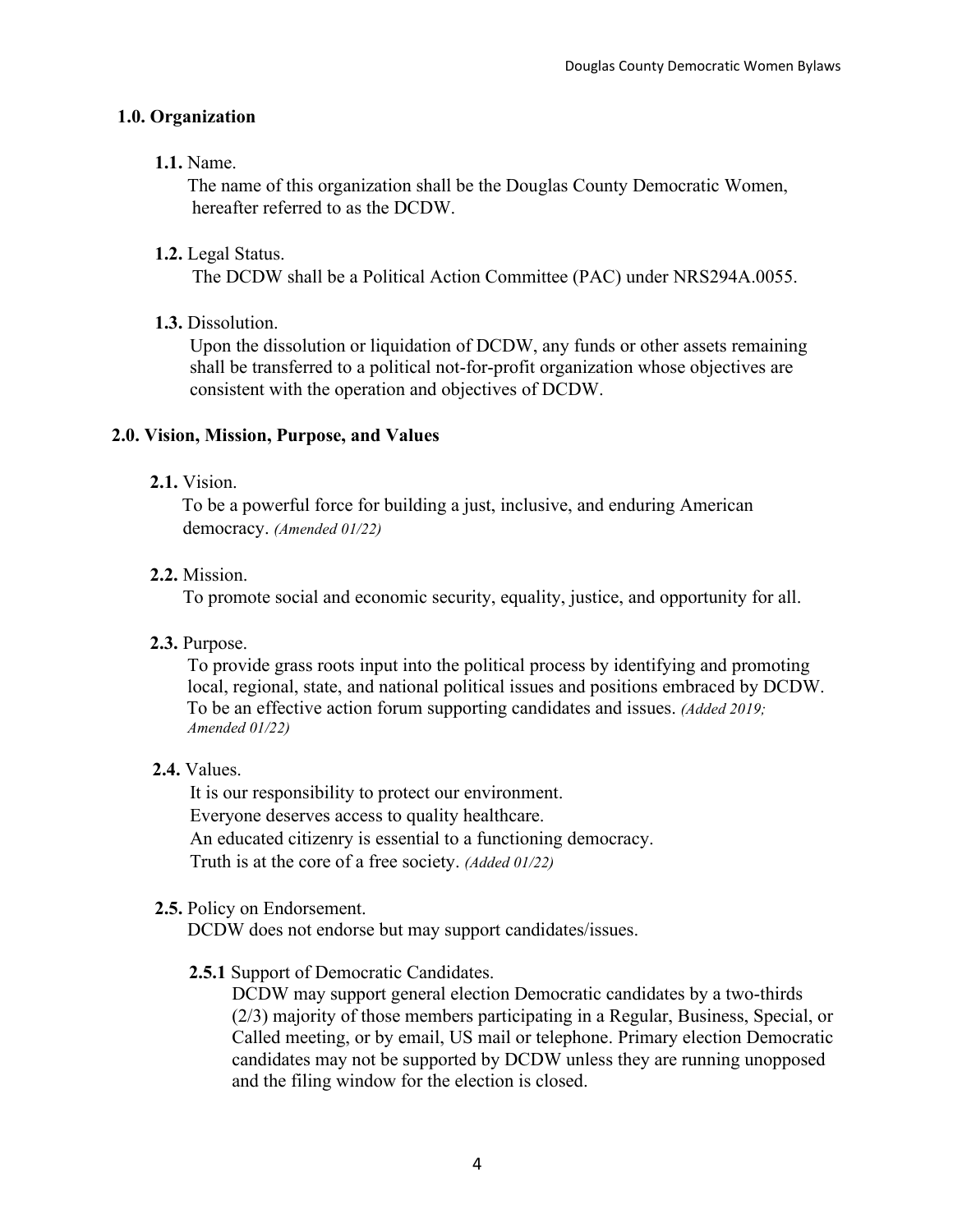## 1.0. Organization

**1.1.** Name.

The name of this organization shall be the Douglas County Democratic Women, hereafter referred to as the DCDW.

**1.2.** Legal Status.

The DCDW shall be a Political Action Committee (PAC) under NRS294A.0055.

**1.3.** Dissolution.

Upon the dissolution or liquidation of DCDW, any funds or other assets remaining shall be transferred to a political not-for-profit organization whose objectives are consistent with the operation and objectives of DCDW.

## 2.0. Vision, Mission, Purpose, and Values

**2.1.** Vision.

To be a powerful force for building a just, inclusive, and enduring American democracy. *(Amended 01/22)*

**2.2.** Mission.

To promote social and economic security, equality, justice, and opportunity for all.

**2.3.** Purpose.

To provide grass roots input into the political process by identifying and promoting local, regional, state, and national political issues and positions embraced by DCDW. To be an effective action forum supporting candidates and issues. *(Added 2019; Amended 01/22)*

**2.4.** Values.

It is our responsibility to protect our environment.
Everyone deserves access to quality healthcare.
An educated citizenry is essential to a functioning democracy.
Truth is at the core of a free society. *(Added 01/22)*

**2.5.** Policy on Endorsement.

DCDW does not endorse but may support candidates/issues.

**2.5.1** Support of Democratic Candidates.

DCDW may support general election Democratic candidates by a two-thirds (2/3) majority of those members participating in a Regular, Business, Special, or Called meeting, or by email, US mail or telephone. Primary election Democratic candidates may not be supported by DCDW unless they are running unopposed and the filing window for the election is closed.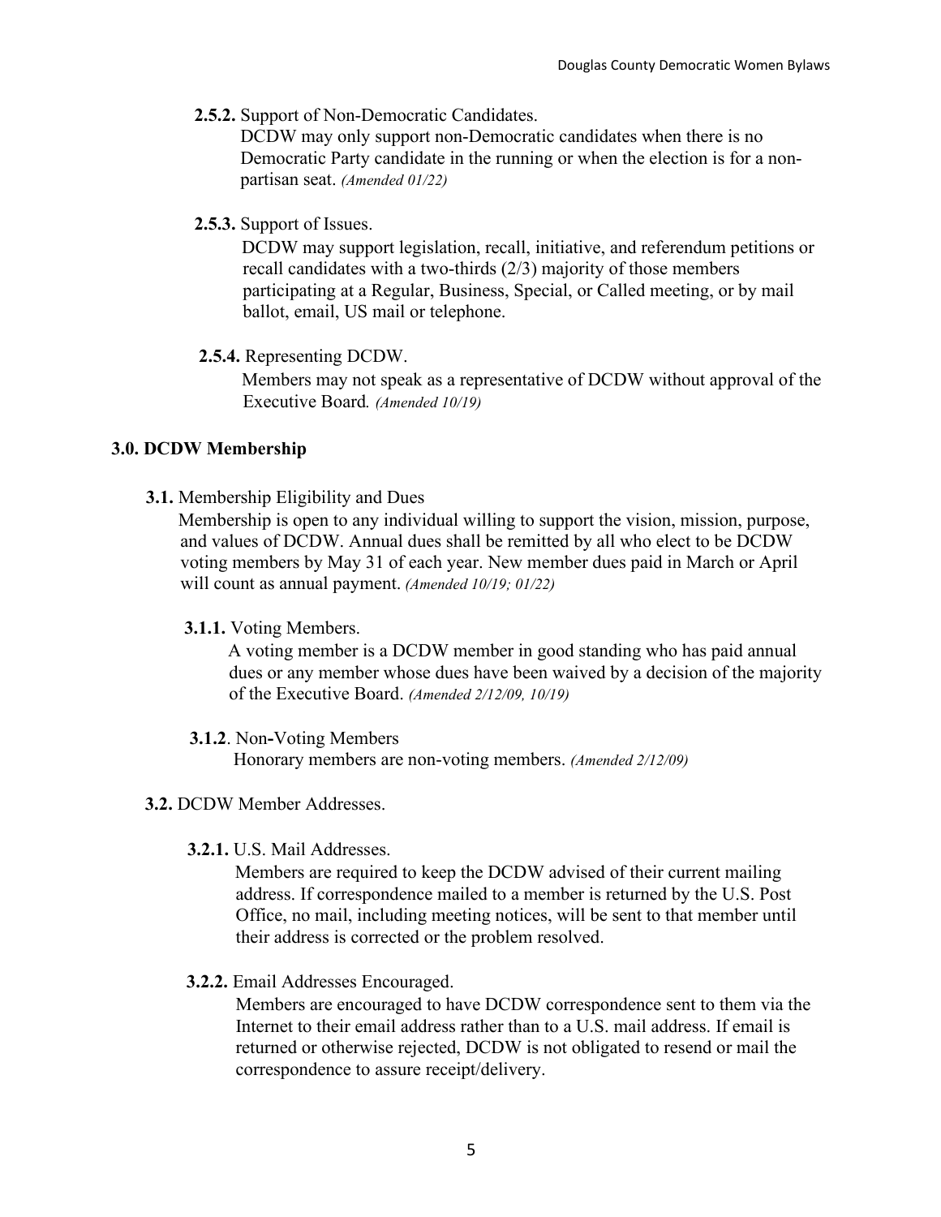**2.5.2.** Support of Non-Democratic Candidates.

DCDW may only support non-Democratic candidates when there is no Democratic Party candidate in the running or when the election is for a non-partisan seat. *(Amended 01/22)*

**2.5.3.** Support of Issues.

DCDW may support legislation, recall, initiative, and referendum petitions or recall candidates with a two-thirds (2/3) majority of those members participating at a Regular, Business, Special, or Called meeting, or by mail ballot, email, US mail or telephone.

**2.5.4.** Representing DCDW.

Members may not speak as a representative of DCDW without approval of the Executive Board. *(Amended 10/19)*

## 3.0. DCDW Membership

**3.1.** Membership Eligibility and Dues

Membership is open to any individual willing to support the vision, mission, purpose, and values of DCDW. Annual dues shall be remitted by all who elect to be DCDW voting members by May 31 of each year. New member dues paid in March or April will count as annual payment. *(Amended 10/19; 01/22)*

**3.1.1.** Voting Members.

A voting member is a DCDW member in good standing who has paid annual dues or any member whose dues have been waived by a decision of the majority of the Executive Board. *(Amended 2/12/09, 10/19)*

**3.1.2**. Non-Voting Members

Honorary members are non-voting members. *(Amended 2/12/09)*

**3.2.** DCDW Member Addresses.

**3.2.1.** U.S. Mail Addresses.

Members are required to keep the DCDW advised of their current mailing address. If correspondence mailed to a member is returned by the U.S. Post Office, no mail, including meeting notices, will be sent to that member until their address is corrected or the problem resolved.

**3.2.2.** Email Addresses Encouraged.

Members are encouraged to have DCDW correspondence sent to them via the Internet to their email address rather than to a U.S. mail address. If email is returned or otherwise rejected, DCDW is not obligated to resend or mail the correspondence to assure receipt/delivery.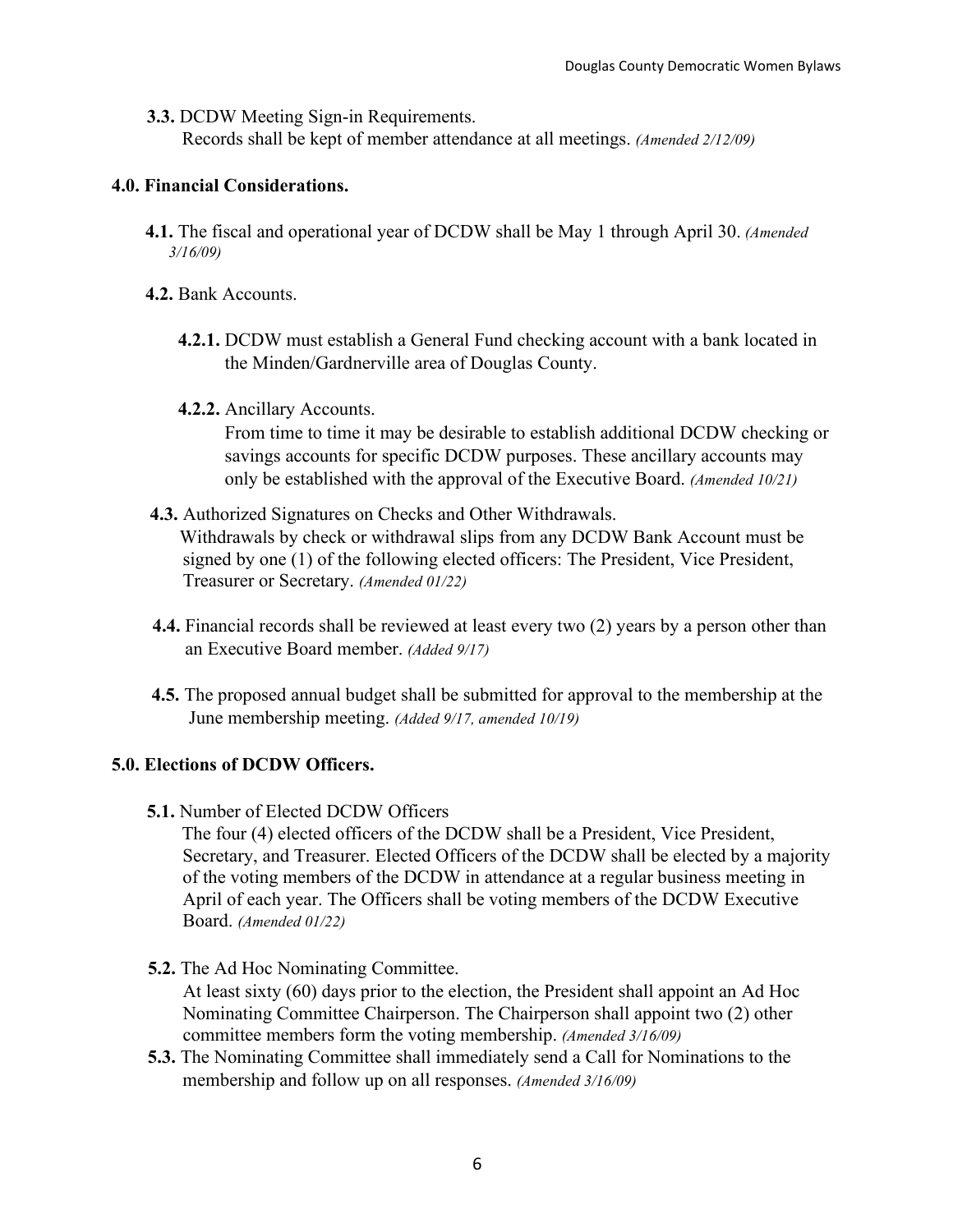**3.3.** DCDW Meeting Sign-in Requirements.
Records shall be kept of member attendance at all meetings. *(Amended 2/12/09)*

## 4.0. Financial Considerations.

**4.1.** The fiscal and operational year of DCDW shall be May 1 through April 30. *(Amended 3/16/09)*

**4.2.** Bank Accounts.

**4.2.1.** DCDW must establish a General Fund checking account with a bank located in the Minden/Gardnerville area of Douglas County.

**4.2.2.** Ancillary Accounts.
From time to time it may be desirable to establish additional DCDW checking or savings accounts for specific DCDW purposes. These ancillary accounts may only be established with the approval of the Executive Board. *(Amended 10/21)*

**4.3.** Authorized Signatures on Checks and Other Withdrawals.
Withdrawals by check or withdrawal slips from any DCDW Bank Account must be signed by one (1) of the following elected officers: The President, Vice President, Treasurer or Secretary. *(Amended 01/22)*

**4.4.** Financial records shall be reviewed at least every two (2) years by a person other than an Executive Board member. *(Added 9/17)*

**4.5.** The proposed annual budget shall be submitted for approval to the membership at the June membership meeting. *(Added 9/17, amended 10/19)*

## 5.0. Elections of DCDW Officers.

**5.1.** Number of Elected DCDW Officers
The four (4) elected officers of the DCDW shall be a President, Vice President, Secretary, and Treasurer. Elected Officers of the DCDW shall be elected by a majority of the voting members of the DCDW in attendance at a regular business meeting in April of each year. The Officers shall be voting members of the DCDW Executive Board. *(Amended 01/22)*

**5.2.** The Ad Hoc Nominating Committee.
At least sixty (60) days prior to the election, the President shall appoint an Ad Hoc Nominating Committee Chairperson. The Chairperson shall appoint two (2) other committee members form the voting membership. *(Amended 3/16/09)*

**5.3.** The Nominating Committee shall immediately send a Call for Nominations to the membership and follow up on all responses. *(Amended 3/16/09)*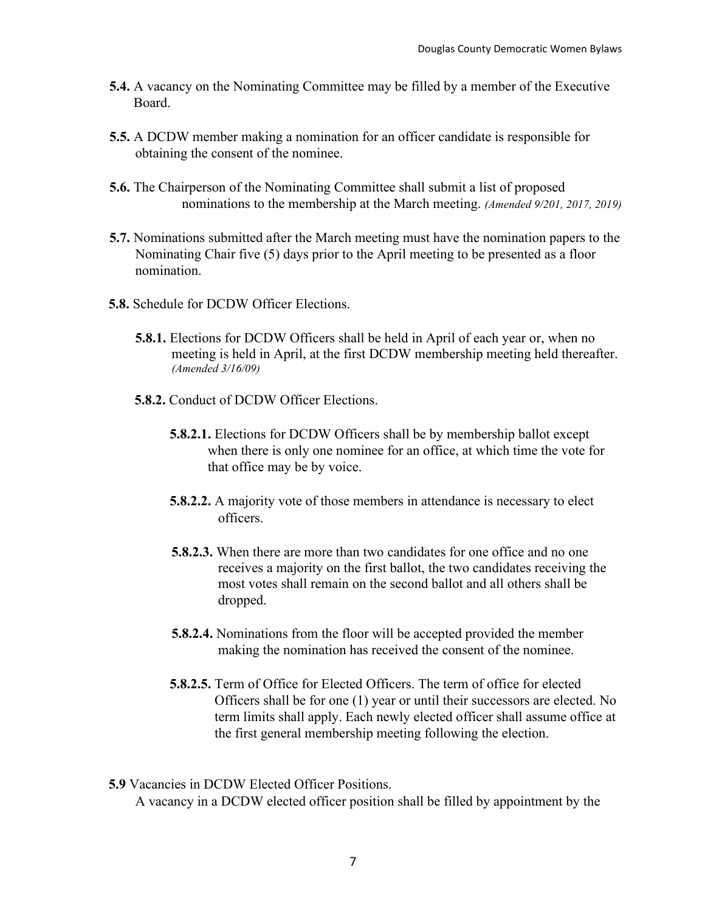**5.4.** A vacancy on the Nominating Committee may be filled by a member of the Executive Board.

**5.5.** A DCDW member making a nomination for an officer candidate is responsible for obtaining the consent of the nominee.

**5.6.** The Chairperson of the Nominating Committee shall submit a list of proposed nominations to the membership at the March meeting. *(Amended 9/201, 2017, 2019)*

**5.7.** Nominations submitted after the March meeting must have the nomination papers to the Nominating Chair five (5) days prior to the April meeting to be presented as a floor nomination.

**5.8.** Schedule for DCDW Officer Elections.

**5.8.1.** Elections for DCDW Officers shall be held in April of each year or, when no meeting is held in April, at the first DCDW membership meeting held thereafter. *(Amended 3/16/09)*

**5.8.2.** Conduct of DCDW Officer Elections.

**5.8.2.1.** Elections for DCDW Officers shall be by membership ballot except when there is only one nominee for an office, at which time the vote for that office may be by voice.

**5.8.2.2.** A majority vote of those members in attendance is necessary to elect officers.

**5.8.2.3.** When there are more than two candidates for one office and no one receives a majority on the first ballot, the two candidates receiving the most votes shall remain on the second ballot and all others shall be dropped.

**5.8.2.4.** Nominations from the floor will be accepted provided the member making the nomination has received the consent of the nominee.

**5.8.2.5.** Term of Office for Elected Officers. The term of office for elected Officers shall be for one (1) year or until their successors are elected. No term limits shall apply. Each newly elected officer shall assume office at the first general membership meeting following the election.

**5.9** Vacancies in DCDW Elected Officer Positions.
A vacancy in a DCDW elected officer position shall be filled by appointment by the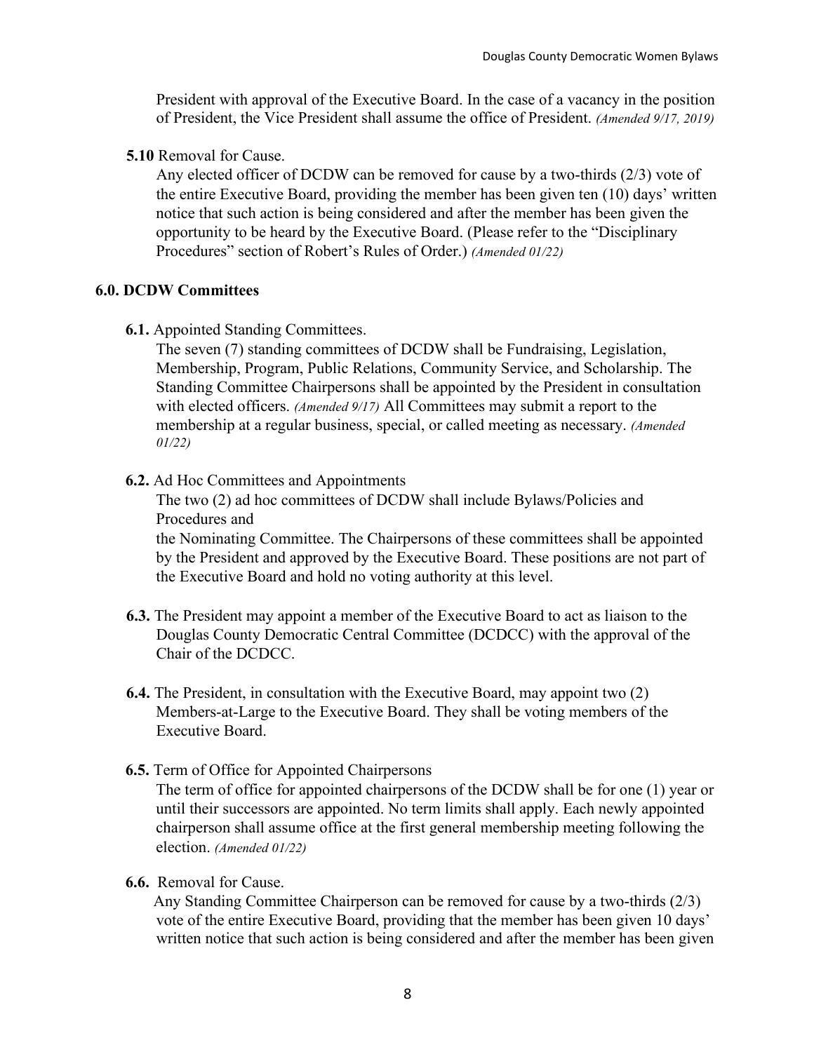President with approval of the Executive Board. In the case of a vacancy in the position of President, the Vice President shall assume the office of President. *(Amended 9/17, 2019)*

**5.10** Removal for Cause.

Any elected officer of DCDW can be removed for cause by a two-thirds (2/3) vote of the entire Executive Board, providing the member has been given ten (10) days' written notice that such action is being considered and after the member has been given the opportunity to be heard by the Executive Board. (Please refer to the "Disciplinary Procedures" section of Robert's Rules of Order.) *(Amended 01/22)*

## 6.0. DCDW Committees

**6.1.** Appointed Standing Committees.

The seven (7) standing committees of DCDW shall be Fundraising, Legislation, Membership, Program, Public Relations, Community Service, and Scholarship. The Standing Committee Chairpersons shall be appointed by the President in consultation with elected officers. *(Amended 9/17)* All Committees may submit a report to the membership at a regular business, special, or called meeting as necessary. *(Amended 01/22)*

**6.2.** Ad Hoc Committees and Appointments

The two (2) ad hoc committees of DCDW shall include Bylaws/Policies and Procedures and
the Nominating Committee. The Chairpersons of these committees shall be appointed by the President and approved by the Executive Board. These positions are not part of the Executive Board and hold no voting authority at this level.

**6.3.** The President may appoint a member of the Executive Board to act as liaison to the Douglas County Democratic Central Committee (DCDCC) with the approval of the Chair of the DCDCC.

**6.4.** The President, in consultation with the Executive Board, may appoint two (2) Members-at-Large to the Executive Board. They shall be voting members of the Executive Board.

**6.5.** Term of Office for Appointed Chairpersons

The term of office for appointed chairpersons of the DCDW shall be for one (1) year or until their successors are appointed. No term limits shall apply. Each newly appointed chairperson shall assume office at the first general membership meeting following the election. *(Amended 01/22)*

**6.6.** Removal for Cause.

Any Standing Committee Chairperson can be removed for cause by a two-thirds (2/3) vote of the entire Executive Board, providing that the member has been given 10 days' written notice that such action is being considered and after the member has been given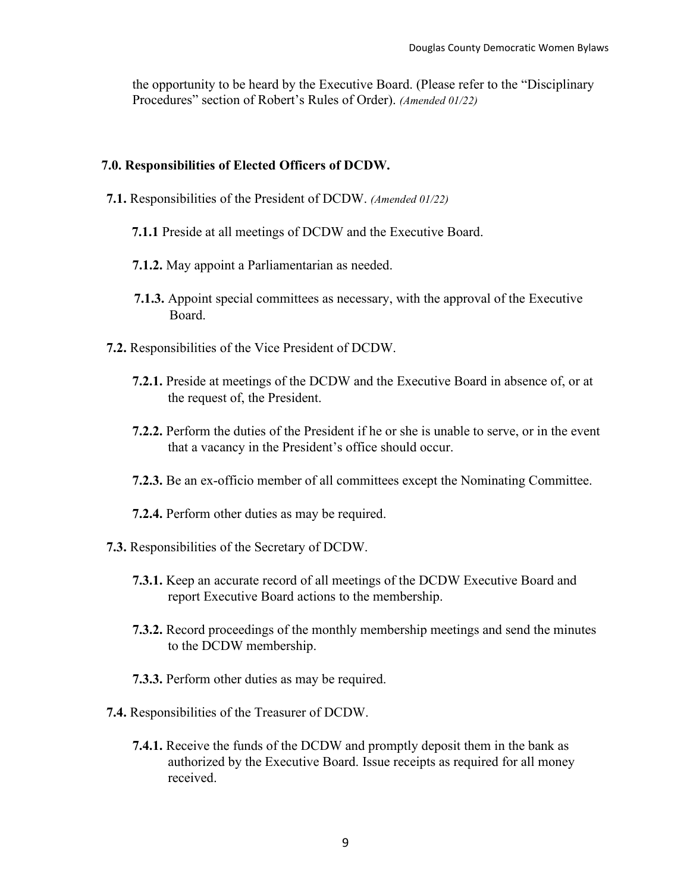the opportunity to be heard by the Executive Board. (Please refer to the "Disciplinary Procedures" section of Robert's Rules of Order). *(Amended 01/22)*

## 7.0. Responsibilities of Elected Officers of DCDW.

**7.1.** Responsibilities of the President of DCDW. *(Amended 01/22)*

**7.1.1** Preside at all meetings of DCDW and the Executive Board.

**7.1.2.** May appoint a Parliamentarian as needed.

**7.1.3.** Appoint special committees as necessary, with the approval of the Executive Board.

**7.2.** Responsibilities of the Vice President of DCDW.

**7.2.1.** Preside at meetings of the DCDW and the Executive Board in absence of, or at the request of, the President.

**7.2.2.** Perform the duties of the President if he or she is unable to serve, or in the event that a vacancy in the President's office should occur.

**7.2.3.** Be an ex-officio member of all committees except the Nominating Committee.

**7.2.4.** Perform other duties as may be required.

**7.3.** Responsibilities of the Secretary of DCDW.

**7.3.1.** Keep an accurate record of all meetings of the DCDW Executive Board and report Executive Board actions to the membership.

**7.3.2.** Record proceedings of the monthly membership meetings and send the minutes to the DCDW membership.

**7.3.3.** Perform other duties as may be required.

**7.4.** Responsibilities of the Treasurer of DCDW.

**7.4.1.** Receive the funds of the DCDW and promptly deposit them in the bank as authorized by the Executive Board. Issue receipts as required for all money received.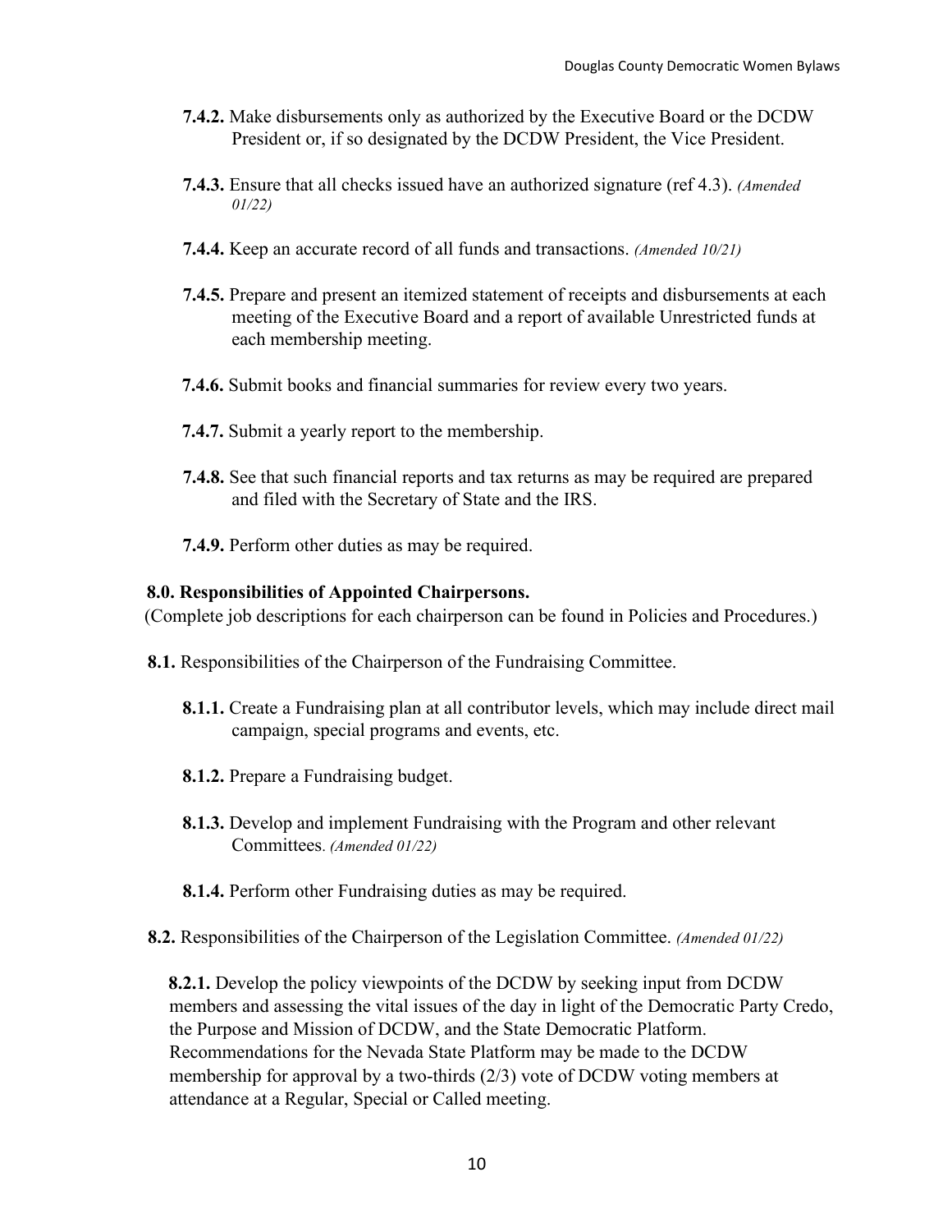**7.4.2.** Make disbursements only as authorized by the Executive Board or the DCDW President or, if so designated by the DCDW President, the Vice President.

**7.4.3.** Ensure that all checks issued have an authorized signature (ref 4.3). *(Amended 01/22)*

**7.4.4.** Keep an accurate record of all funds and transactions. *(Amended 10/21)*

**7.4.5.** Prepare and present an itemized statement of receipts and disbursements at each meeting of the Executive Board and a report of available Unrestricted funds at each membership meeting.

**7.4.6.** Submit books and financial summaries for review every two years.

**7.4.7.** Submit a yearly report to the membership.

**7.4.8.** See that such financial reports and tax returns as may be required are prepared and filed with the Secretary of State and the IRS.

**7.4.9.** Perform other duties as may be required.

**8.0. Responsibilities of Appointed Chairpersons.**

(Complete job descriptions for each chairperson can be found in Policies and Procedures.)

**8.1.** Responsibilities of the Chairperson of the Fundraising Committee.

**8.1.1.** Create a Fundraising plan at all contributor levels, which may include direct mail campaign, special programs and events, etc.

**8.1.2.** Prepare a Fundraising budget.

**8.1.3.** Develop and implement Fundraising with the Program and other relevant Committees. *(Amended 01/22)*

**8.1.4.** Perform other Fundraising duties as may be required.

**8.2.** Responsibilities of the Chairperson of the Legislation Committee. *(Amended 01/22)*

**8.2.1.** Develop the policy viewpoints of the DCDW by seeking input from DCDW members and assessing the vital issues of the day in light of the Democratic Party Credo, the Purpose and Mission of DCDW, and the State Democratic Platform. Recommendations for the Nevada State Platform may be made to the DCDW membership for approval by a two-thirds (2/3) vote of DCDW voting members at attendance at a Regular, Special or Called meeting.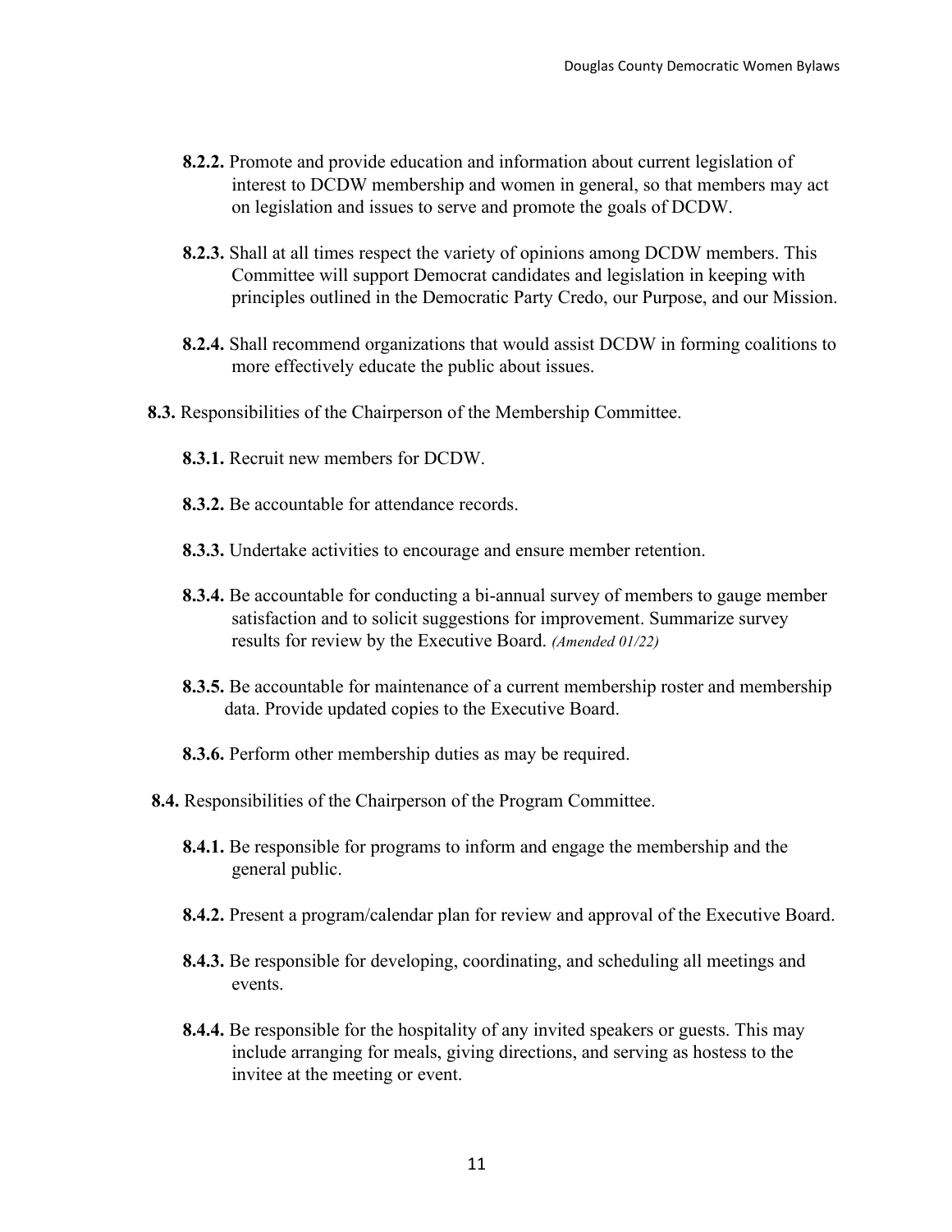**8.2.2.** Promote and provide education and information about current legislation of interest to DCDW membership and women in general, so that members may act on legislation and issues to serve and promote the goals of DCDW.

**8.2.3.** Shall at all times respect the variety of opinions among DCDW members. This Committee will support Democrat candidates and legislation in keeping with principles outlined in the Democratic Party Credo, our Purpose, and our Mission.

**8.2.4.** Shall recommend organizations that would assist DCDW in forming coalitions to more effectively educate the public about issues.

**8.3.** Responsibilities of the Chairperson of the Membership Committee.

**8.3.1.** Recruit new members for DCDW.

**8.3.2.** Be accountable for attendance records.

**8.3.3.** Undertake activities to encourage and ensure member retention.

**8.3.4.** Be accountable for conducting a bi-annual survey of members to gauge member satisfaction and to solicit suggestions for improvement. Summarize survey results for review by the Executive Board. *(Amended 01/22)*

**8.3.5.** Be accountable for maintenance of a current membership roster and membership data. Provide updated copies to the Executive Board.

**8.3.6.** Perform other membership duties as may be required.

**8.4.** Responsibilities of the Chairperson of the Program Committee.

**8.4.1.** Be responsible for programs to inform and engage the membership and the general public.

**8.4.2.** Present a program/calendar plan for review and approval of the Executive Board.

**8.4.3.** Be responsible for developing, coordinating, and scheduling all meetings and events.

**8.4.4.** Be responsible for the hospitality of any invited speakers or guests. This may include arranging for meals, giving directions, and serving as hostess to the invitee at the meeting or event.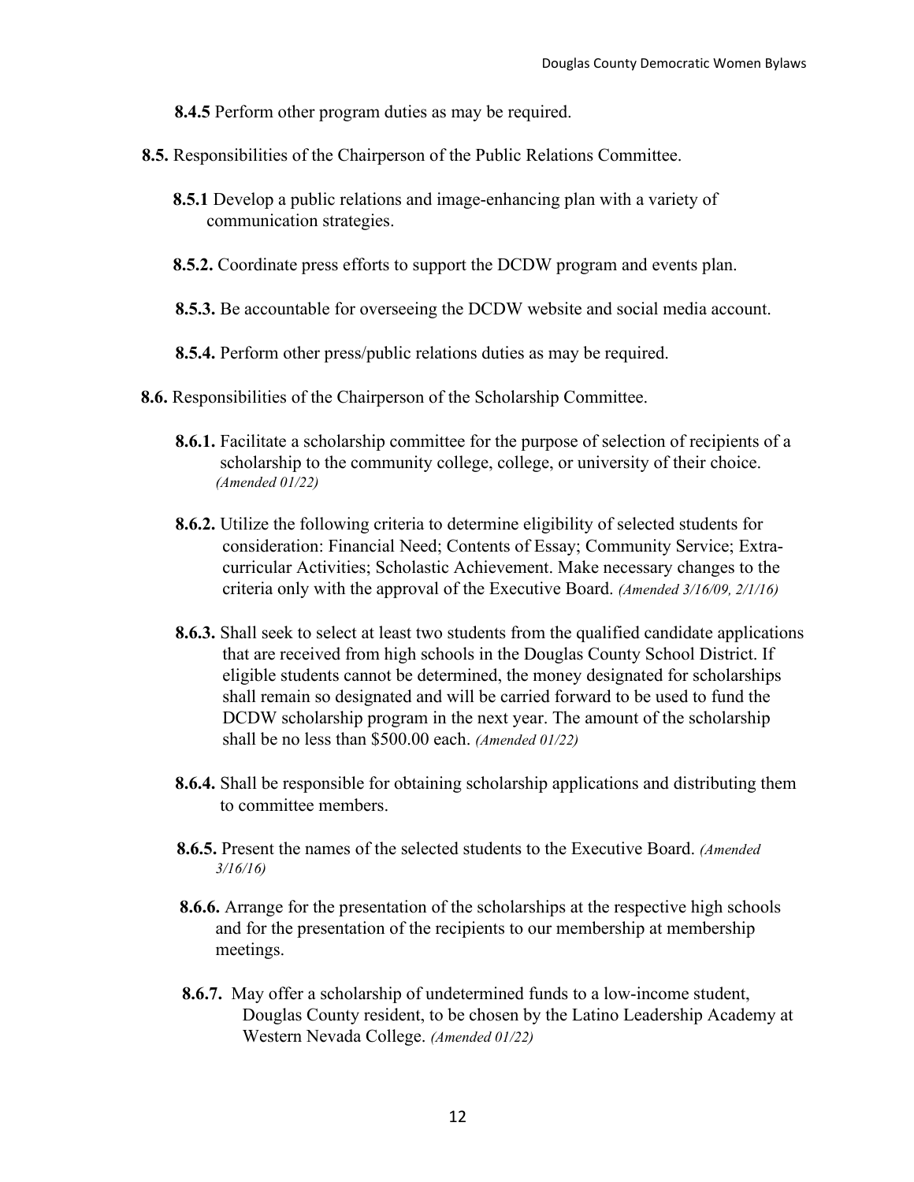**8.4.5** Perform other program duties as may be required.

**8.5.** Responsibilities of the Chairperson of the Public Relations Committee.

**8.5.1** Develop a public relations and image-enhancing plan with a variety of communication strategies.

**8.5.2.** Coordinate press efforts to support the DCDW program and events plan.

**8.5.3.** Be accountable for overseeing the DCDW website and social media account.

**8.5.4.** Perform other press/public relations duties as may be required.

**8.6.** Responsibilities of the Chairperson of the Scholarship Committee.

**8.6.1.** Facilitate a scholarship committee for the purpose of selection of recipients of a scholarship to the community college, college, or university of their choice. *(Amended 01/22)*

**8.6.2.** Utilize the following criteria to determine eligibility of selected students for consideration: Financial Need; Contents of Essay; Community Service; Extra-curricular Activities; Scholastic Achievement. Make necessary changes to the criteria only with the approval of the Executive Board. *(Amended 3/16/09, 2/1/16)*

**8.6.3.** Shall seek to select at least two students from the qualified candidate applications that are received from high schools in the Douglas County School District. If eligible students cannot be determined, the money designated for scholarships shall remain so designated and will be carried forward to be used to fund the DCDW scholarship program in the next year. The amount of the scholarship shall be no less than $500.00 each. *(Amended 01/22)*

**8.6.4.** Shall be responsible for obtaining scholarship applications and distributing them to committee members.

**8.6.5.** Present the names of the selected students to the Executive Board. *(Amended 3/16/16)*

**8.6.6.** Arrange for the presentation of the scholarships at the respective high schools and for the presentation of the recipients to our membership at membership meetings.

**8.6.7.** May offer a scholarship of undetermined funds to a low-income student, Douglas County resident, to be chosen by the Latino Leadership Academy at Western Nevada College. *(Amended 01/22)*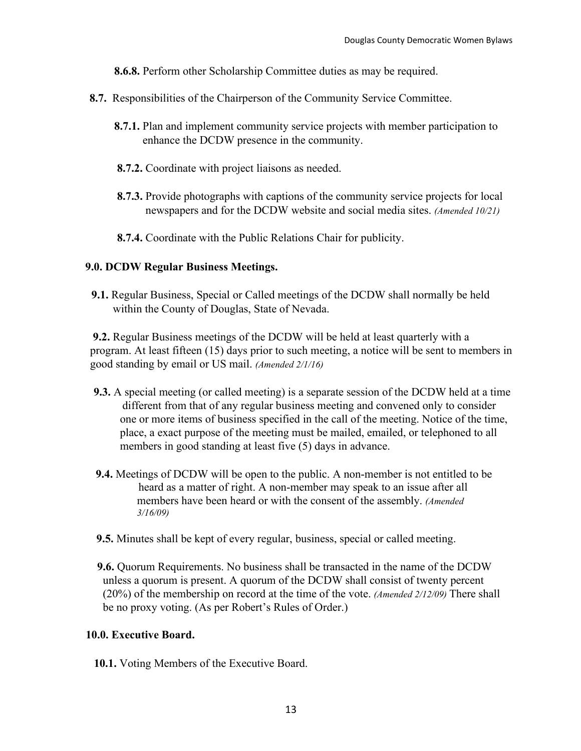**8.6.8.** Perform other Scholarship Committee duties as may be required.

**8.7.** Responsibilities of the Chairperson of the Community Service Committee.

**8.7.1.** Plan and implement community service projects with member participation to enhance the DCDW presence in the community.

**8.7.2.** Coordinate with project liaisons as needed.

**8.7.3.** Provide photographs with captions of the community service projects for local newspapers and for the DCDW website and social media sites. *(Amended 10/21)*

**8.7.4.** Coordinate with the Public Relations Chair for publicity.

**9.0. DCDW Regular Business Meetings.**

**9.1.** Regular Business, Special or Called meetings of the DCDW shall normally be held within the County of Douglas, State of Nevada.

**9.2.** Regular Business meetings of the DCDW will be held at least quarterly with a program. At least fifteen (15) days prior to such meeting, a notice will be sent to members in good standing by email or US mail. *(Amended 2/1/16)*

**9.3.** A special meeting (or called meeting) is a separate session of the DCDW held at a time different from that of any regular business meeting and convened only to consider one or more items of business specified in the call of the meeting. Notice of the time, place, a exact purpose of the meeting must be mailed, emailed, or telephoned to all members in good standing at least five (5) days in advance.

**9.4.** Meetings of DCDW will be open to the public. A non-member is not entitled to be heard as a matter of right. A non-member may speak to an issue after all members have been heard or with the consent of the assembly. *(Amended 3/16/09)*

**9.5.** Minutes shall be kept of every regular, business, special or called meeting.

**9.6.** Quorum Requirements. No business shall be transacted in the name of the DCDW unless a quorum is present. A quorum of the DCDW shall consist of twenty percent (20%) of the membership on record at the time of the vote. *(Amended 2/12/09)* There shall be no proxy voting. (As per Robert's Rules of Order.)

**10.0. Executive Board.**

**10.1.** Voting Members of the Executive Board.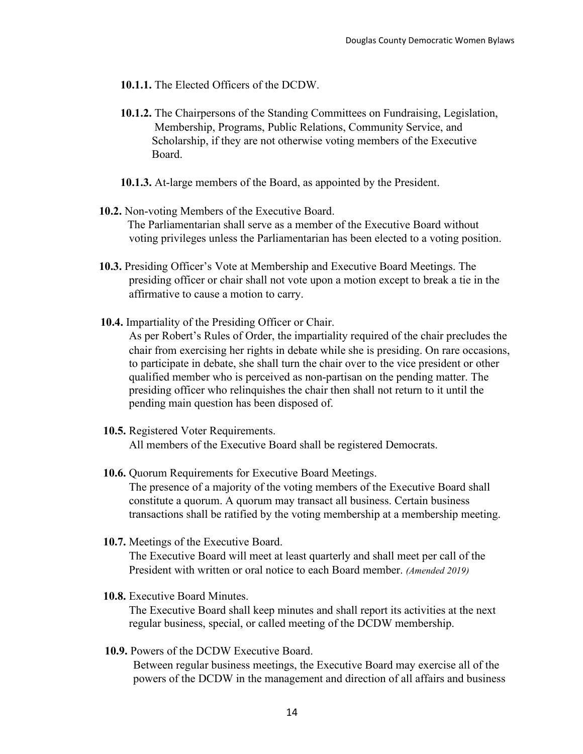**10.1.1.** The Elected Officers of the DCDW.

**10.1.2.** The Chairpersons of the Standing Committees on Fundraising, Legislation, Membership, Programs, Public Relations, Community Service, and Scholarship, if they are not otherwise voting members of the Executive Board.

**10.1.3.** At-large members of the Board, as appointed by the President.

**10.2.** Non-voting Members of the Executive Board.
The Parliamentarian shall serve as a member of the Executive Board without voting privileges unless the Parliamentarian has been elected to a voting position.

**10.3.** Presiding Officer's Vote at Membership and Executive Board Meetings. The presiding officer or chair shall not vote upon a motion except to break a tie in the affirmative to cause a motion to carry.

**10.4.** Impartiality of the Presiding Officer or Chair.
As per Robert's Rules of Order, the impartiality required of the chair precludes the chair from exercising her rights in debate while she is presiding. On rare occasions, to participate in debate, she shall turn the chair over to the vice president or other qualified member who is perceived as non-partisan on the pending matter. The presiding officer who relinquishes the chair then shall not return to it until the pending main question has been disposed of.

**10.5.** Registered Voter Requirements.
All members of the Executive Board shall be registered Democrats.

**10.6.** Quorum Requirements for Executive Board Meetings.
The presence of a majority of the voting members of the Executive Board shall constitute a quorum. A quorum may transact all business. Certain business transactions shall be ratified by the voting membership at a membership meeting.

**10.7.** Meetings of the Executive Board.
The Executive Board will meet at least quarterly and shall meet per call of the President with written or oral notice to each Board member. *(Amended 2019)*

**10.8.** Executive Board Minutes.
The Executive Board shall keep minutes and shall report its activities at the next regular business, special, or called meeting of the DCDW membership.

**10.9.** Powers of the DCDW Executive Board.
Between regular business meetings, the Executive Board may exercise all of the powers of the DCDW in the management and direction of all affairs and business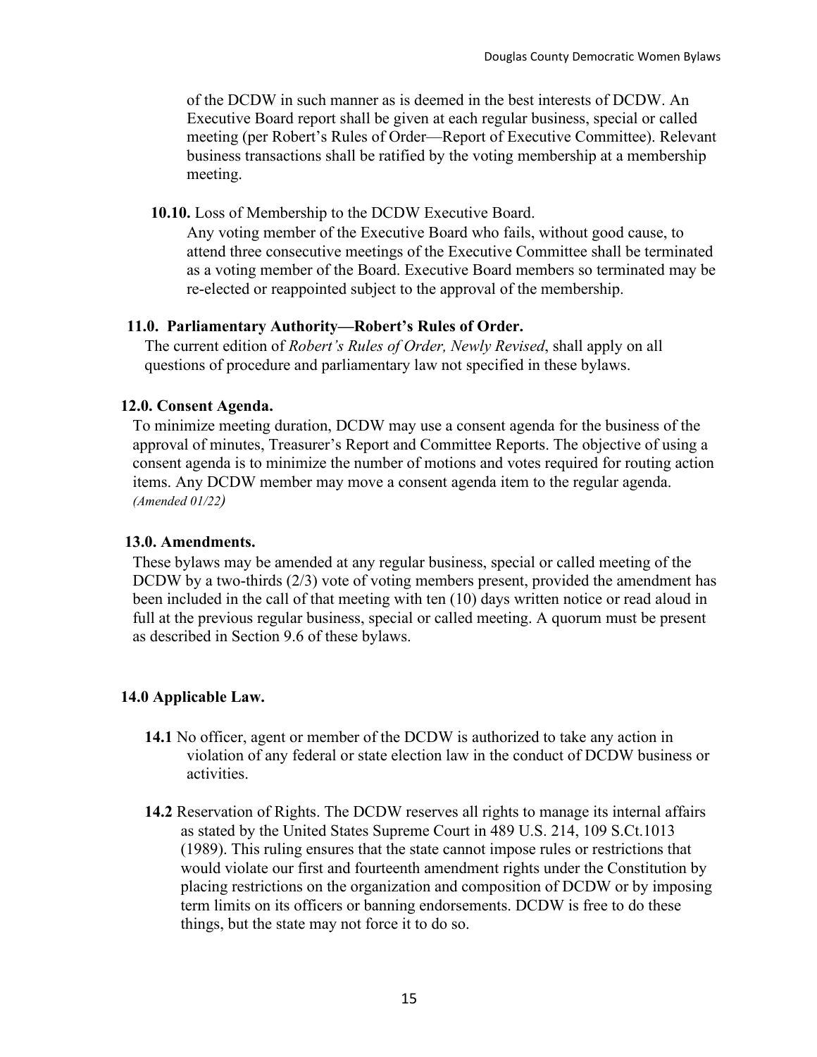of the DCDW in such manner as is deemed in the best interests of DCDW. An Executive Board report shall be given at each regular business, special or called meeting (per Robert's Rules of Order—Report of Executive Committee). Relevant business transactions shall be ratified by the voting membership at a membership meeting.

**10.10.** Loss of Membership to the DCDW Executive Board.
Any voting member of the Executive Board who fails, without good cause, to attend three consecutive meetings of the Executive Committee shall be terminated as a voting member of the Board. Executive Board members so terminated may be re-elected or reappointed subject to the approval of the membership.

## 11.0. Parliamentary Authority—Robert's Rules of Order.

The current edition of *Robert's Rules of Order, Newly Revised*, shall apply on all questions of procedure and parliamentary law not specified in these bylaws.

## 12.0. Consent Agenda.

To minimize meeting duration, DCDW may use a consent agenda for the business of the approval of minutes, Treasurer's Report and Committee Reports. The objective of using a consent agenda is to minimize the number of motions and votes required for routing action items. Any DCDW member may move a consent agenda item to the regular agenda. *(Amended 01/22)*

## 13.0. Amendments.

These bylaws may be amended at any regular business, special or called meeting of the DCDW by a two-thirds (2/3) vote of voting members present, provided the amendment has been included in the call of that meeting with ten (10) days written notice or read aloud in full at the previous regular business, special or called meeting. A quorum must be present as described in Section 9.6 of these bylaws.

## 14.0 Applicable Law.

**14.1** No officer, agent or member of the DCDW is authorized to take any action in violation of any federal or state election law in the conduct of DCDW business or activities.

**14.2** Reservation of Rights. The DCDW reserves all rights to manage its internal affairs as stated by the United States Supreme Court in 489 U.S. 214, 109 S.Ct.1013 (1989). This ruling ensures that the state cannot impose rules or restrictions that would violate our first and fourteenth amendment rights under the Constitution by placing restrictions on the organization and composition of DCDW or by imposing term limits on its officers or banning endorsements. DCDW is free to do these things, but the state may not force it to do so.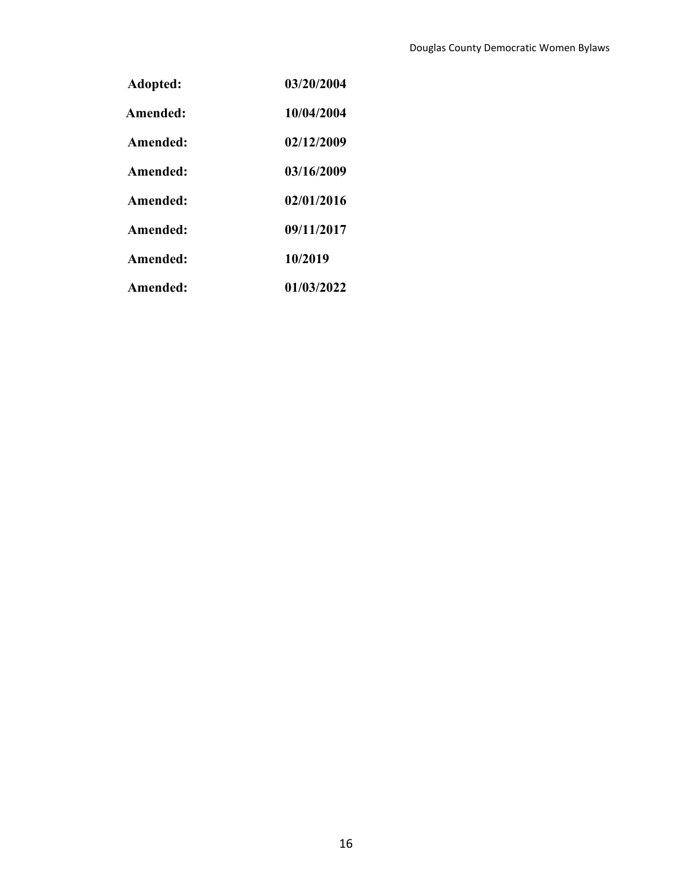| | |
|---|---|
| **Adopted:** | **03/20/2004** |
| **Amended:** | **10/04/2004** |
| **Amended:** | **02/12/2009** |
| **Amended:** | **03/16/2009** |
| **Amended:** | **02/01/2016** |
| **Amended:** | **09/11/2017** |
| **Amended:** | **10/2019** |
| **Amended:** | **01/03/2022** |